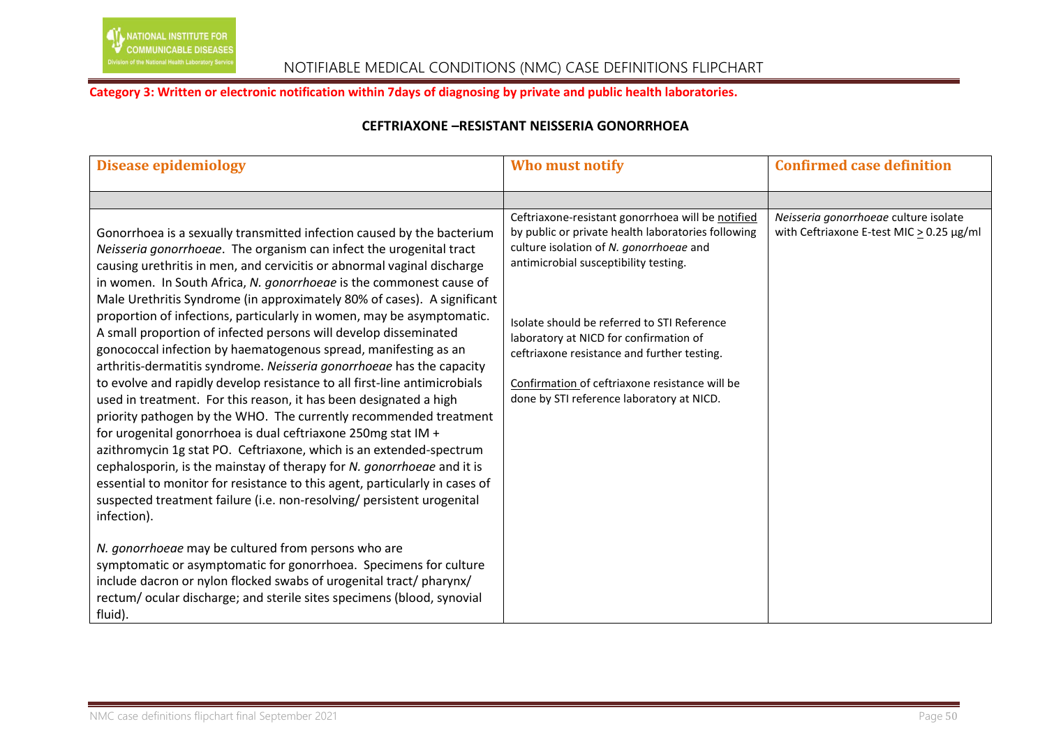**Category 3: Written or electronic notification within 7days of diagnosing by private and public health laboratories.**

## CEFTRIAXONE –RESISTANT NEISSERIA GONORRHOEA

| Disease epidemiology | Who must notify | Confirmed case definition |
|---|---|---|
| | | |
| Gonorrhoea is a sexually transmitted infection caused by the bacterium *Neisseria gonorrhoeae*. The organism can infect the urogenital tract causing urethritis in men, and cervicitis or abnormal vaginal discharge in women. In South Africa, *N. gonorrhoeae* is the commonest cause of Male Urethritis Syndrome (in approximately 80% of cases). A significant proportion of infections, particularly in women, may be asymptomatic. A small proportion of infected persons will develop disseminated gonococcal infection by haematogenous spread, manifesting as an arthritis-dermatitis syndrome. *Neisseria gonorrhoeae* has the capacity to evolve and rapidly develop resistance to all first-line antimicrobials used in treatment. For this reason, it has been designated a high priority pathogen by the WHO. The currently recommended treatment for urogenital gonorrhoea is dual ceftriaxone 250mg stat IM + azithromycin 1g stat PO. Ceftriaxone, which is an extended-spectrum cephalosporin, is the mainstay of therapy for *N. gonorrhoeae* and it is essential to monitor for resistance to this agent, particularly in cases of suspected treatment failure (i.e. non-resolving/ persistent urogenital infection).<br><br>*N. gonorrhoeae* may be cultured from persons who are symptomatic or asymptomatic for gonorrhoea. Specimens for culture include dacron or nylon flocked swabs of urogenital tract/ pharynx/ rectum/ ocular discharge; and sterile sites specimens (blood, synovial fluid). | Ceftriaxone-resistant gonorrhoea will be notified by public or private health laboratories following culture isolation of *N. gonorrhoeae* and antimicrobial susceptibility testing.<br><br>Isolate should be referred to STI Reference laboratory at NICD for confirmation of ceftriaxone resistance and further testing.<br><br>Confirmation of ceftriaxone resistance will be done by STI reference laboratory at NICD. | *Neisseria gonorrhoeae* culture isolate with Ceftriaxone E-test MIC $\geq$ 0.25 µg/ml |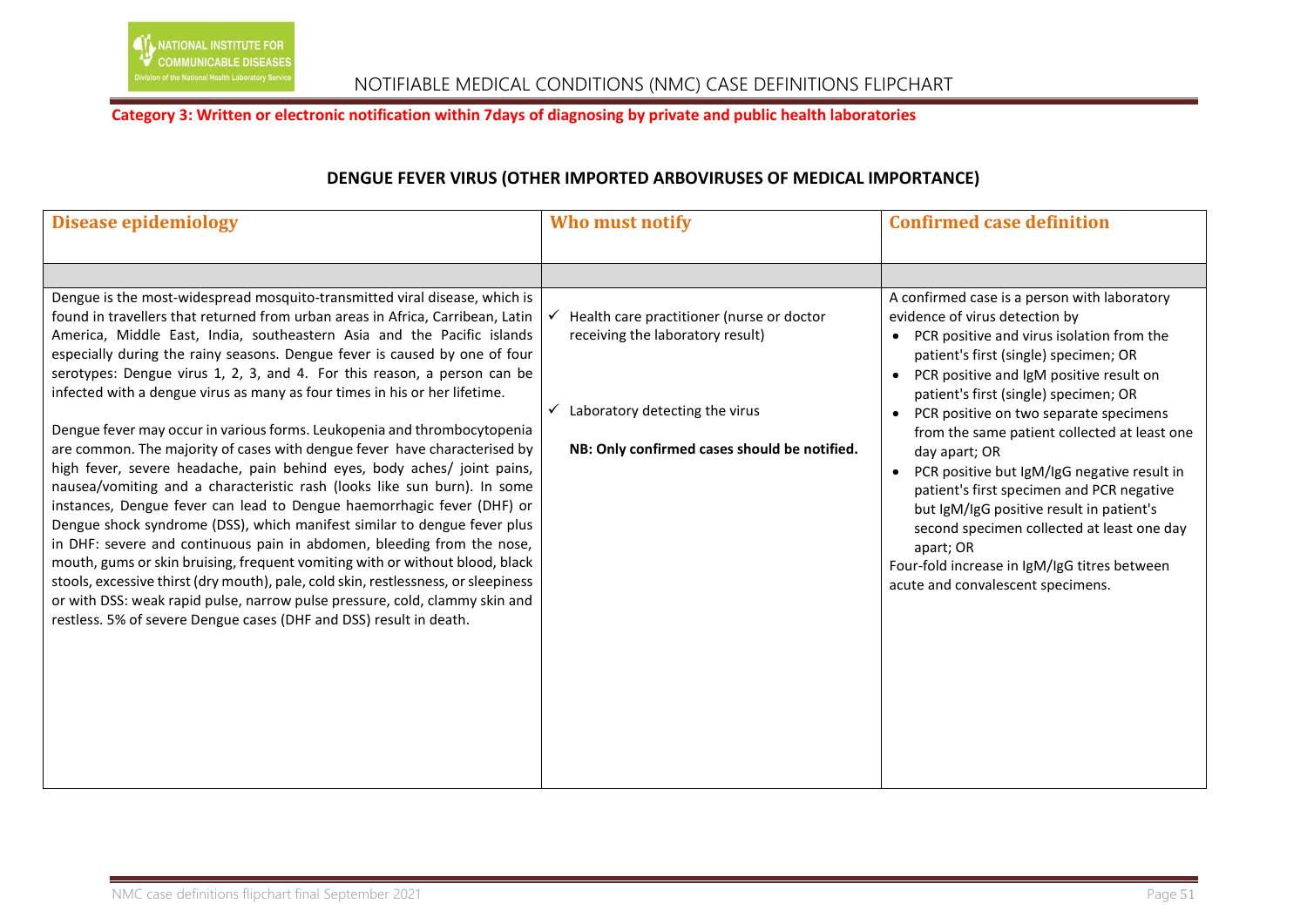**Category 3: Written or electronic notification within 7days of diagnosing by private and public health laboratories**

## DENGUE FEVER VIRUS (OTHER IMPORTED ARBOVIRUSES OF MEDICAL IMPORTANCE)

| Disease epidemiology | Who must notify | Confirmed case definition |
|---|---|---|
| | | |
| Dengue is the most-widespread mosquito-transmitted viral disease, which is found in travellers that returned from urban areas in Africa, Carribean, Latin America, Middle East, India, southeastern Asia and the Pacific islands especially during the rainy seasons. Dengue fever is caused by one of four serotypes: Dengue virus 1, 2, 3, and 4. For this reason, a person can be infected with a dengue virus as many as four times in his or her lifetime.<br><br>Dengue fever may occur in various forms. Leukopenia and thrombocytopenia are common. The majority of cases with dengue fever have characterised by high fever, severe headache, pain behind eyes, body aches/ joint pains, nausea/vomiting and a characteristic rash (looks like sun burn). In some instances, Dengue fever can lead to Dengue haemorrhagic fever (DHF) or Dengue shock syndrome (DSS), which manifest similar to dengue fever plus in DHF: severe and continuous pain in abdomen, bleeding from the nose, mouth, gums or skin bruising, frequent vomiting with or without blood, black stools, excessive thirst (dry mouth), pale, cold skin, restlessness, or sleepiness or with DSS: weak rapid pulse, narrow pulse pressure, cold, clammy skin and restless. 5% of severe Dengue cases (DHF and DSS) result in death. | ✓ Health care practitioner (nurse or doctor receiving the laboratory result)<br><br>✓ Laboratory detecting the virus<br><br>**NB: Only confirmed cases should be notified.** | A confirmed case is a person with laboratory evidence of virus detection by<br>• PCR positive and virus isolation from the patient's first (single) specimen; OR<br>• PCR positive and IgM positive result on patient's first (single) specimen; OR<br>• PCR positive on two separate specimens from the same patient collected at least one day apart; OR<br>• PCR positive but IgM/IgG negative result in patient's first specimen and PCR negative but IgM/IgG positive result in patient's second specimen collected at least one day apart; OR<br>Four-fold increase in IgM/IgG titres between acute and convalescent specimens. |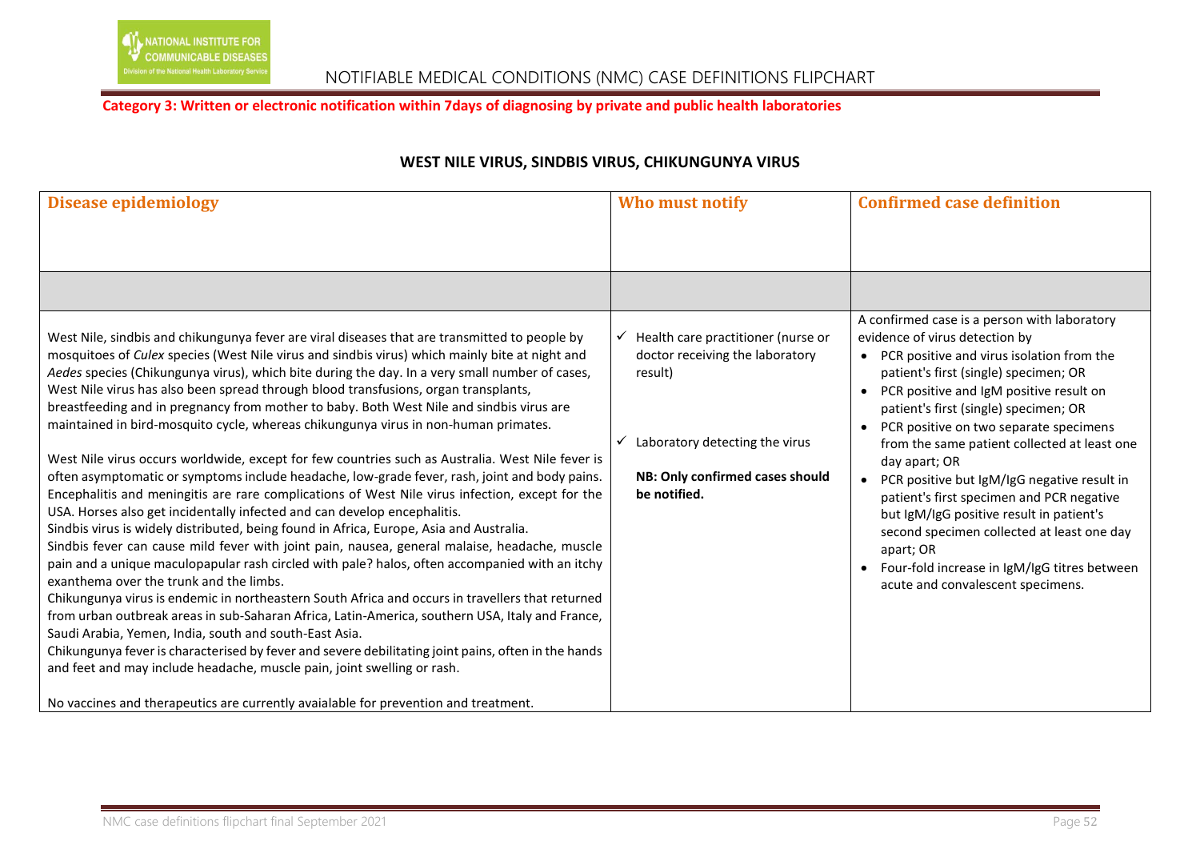**Category 3: Written or electronic notification within 7days of diagnosing by private and public health laboratories**

## WEST NILE VIRUS, SINDBIS VIRUS, CHIKUNGUNYA VIRUS

| Disease epidemiology | Who must notify | Confirmed case definition |
|---|---|---|
| | | |
| West Nile, sindbis and chikungunya fever are viral diseases that are transmitted to people by mosquitoes of *Culex* species (West Nile virus and sindbis virus) which mainly bite at night and *Aedes* species (Chikungunya virus), which bite during the day. In a very small number of cases, West Nile virus has also been spread through blood transfusions, organ transplants, breastfeeding and in pregnancy from mother to baby. Both West Nile and sindbis virus are maintained in bird-mosquito cycle, whereas chikungunya virus in non-human primates.<br><br>West Nile virus occurs worldwide, except for few countries such as Australia. West Nile fever is often asymptomatic or symptoms include headache, low-grade fever, rash, joint and body pains. Encephalitis and meningitis are rare complications of West Nile virus infection, except for the USA. Horses also get incidentally infected and can develop encephalitis.<br>Sindbis virus is widely distributed, being found in Africa, Europe, Asia and Australia.<br>Sindbis fever can cause mild fever with joint pain, nausea, general malaise, headache, muscle pain and a unique maculopapular rash circled with pale? halos, often accompanied with an itchy exanthema over the trunk and the limbs.<br>Chikungunya virus is endemic in northeastern South Africa and occurs in travellers that returned from urban outbreak areas in sub-Saharan Africa, Latin-America, southern USA, Italy and France, Saudi Arabia, Yemen, India, south and south-East Asia.<br>Chikungunya fever is characterised by fever and severe debilitating joint pains, often in the hands and feet and may include headache, muscle pain, joint swelling or rash.<br><br>No vaccines and therapeutics are currently avaialable for prevention and treatment. | ✓ Health care practitioner (nurse or doctor receiving the laboratory result)<br><br>✓ Laboratory detecting the virus<br><br>**NB: Only confirmed cases should be notified.** | A confirmed case is a person with laboratory evidence of virus detection by<br>• PCR positive and virus isolation from the patient's first (single) specimen; OR<br>• PCR positive and IgM positive result on patient's first (single) specimen; OR<br>• PCR positive on two separate specimens from the same patient collected at least one day apart; OR<br>• PCR positive but IgM/IgG negative result in patient's first specimen and PCR negative but IgM/IgG positive result in patient's second specimen collected at least one day apart; OR<br>• Four-fold increase in IgM/IgG titres between acute and convalescent specimens. |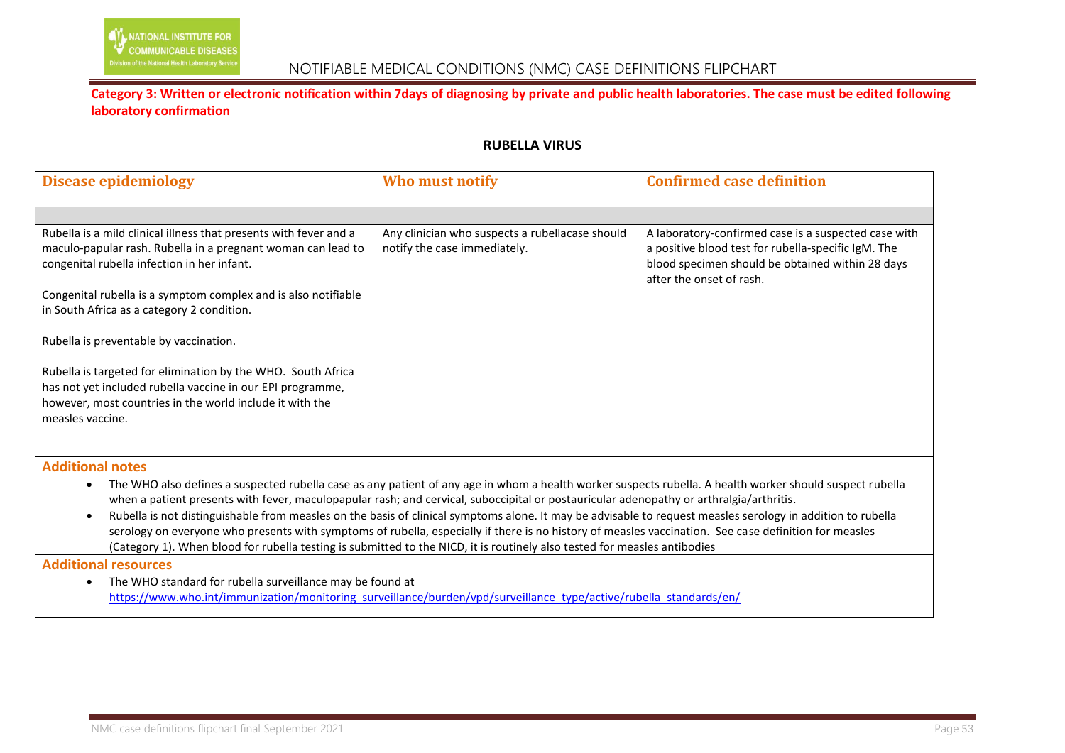**Category 3: Written or electronic notification within 7days of diagnosing by private and public health laboratories. The case must be edited following laboratory confirmation**

## RUBELLA VIRUS

| Disease epidemiology | Who must notify | Confirmed case definition |
|---|---|---|
| | | |
| Rubella is a mild clinical illness that presents with fever and a maculo-papular rash. Rubella in a pregnant woman can lead to congenital rubella infection in her infant.<br><br>Congenital rubella is a symptom complex and is also notifiable in South Africa as a category 2 condition.<br><br>Rubella is preventable by vaccination.<br><br>Rubella is targeted for elimination by the WHO. South Africa has not yet included rubella vaccine in our EPI programme, however, most countries in the world include it with the measles vaccine. | Any clinician who suspects a rubellacase should notify the case immediately. | A laboratory-confirmed case is a suspected case with a positive blood test for rubella-specific IgM. The blood specimen should be obtained within 28 days after the onset of rash. |

**Additional notes**

- The WHO also defines a suspected rubella case as any patient of any age in whom a health worker suspects rubella. A health worker should suspect rubella when a patient presents with fever, maculopapular rash; and cervical, suboccipital or postauricular adenopathy or arthralgia/arthritis.
- Rubella is not distinguishable from measles on the basis of clinical symptoms alone. It may be advisable to request measles serology in addition to rubella serology on everyone who presents with symptoms of rubella, especially if there is no history of measles vaccination. See case definition for measles (Category 1). When blood for rubella testing is submitted to the NICD, it is routinely also tested for measles antibodies

**Additional resources**

- The WHO standard for rubella surveillance may be found at https://www.who.int/immunization/monitoring_surveillance/burden/vpd/surveillance_type/active/rubella_standards/en/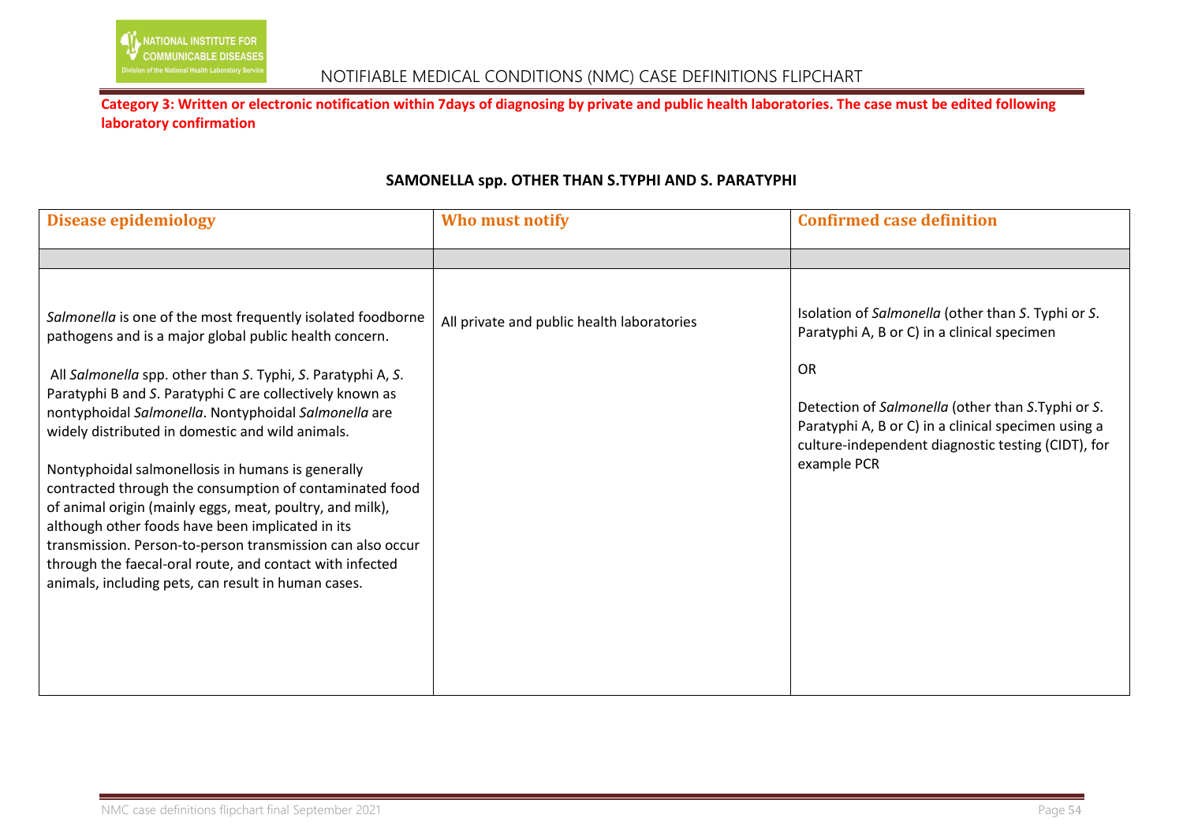**Category 3: Written or electronic notification within 7days of diagnosing by private and public health laboratories. The case must be edited following laboratory confirmation**

### SAMONELLA spp. OTHER THAN S.TYPHI AND S. PARATYPHI

| Disease epidemiology | Who must notify | Confirmed case definition |
|---|---|---|
| | | |
| *Salmonella* is one of the most frequently isolated foodborne pathogens and is a major global public health concern.<br><br>All *Salmonella* spp. other than *S*. Typhi, *S*. Paratyphi A, *S*. Paratyphi B and *S*. Paratyphi C are collectively known as nontyphoidal *Salmonella*. Nontyphoidal *Salmonella* are widely distributed in domestic and wild animals.<br><br>Nontyphoidal salmonellosis in humans is generally contracted through the consumption of contaminated food of animal origin (mainly eggs, meat, poultry, and milk), although other foods have been implicated in its transmission. Person-to-person transmission can also occur through the faecal-oral route, and contact with infected animals, including pets, can result in human cases. | All private and public health laboratories | Isolation of *Salmonella* (other than *S*. Typhi or *S*. Paratyphi A, B or C) in a clinical specimen<br><br>OR<br><br>Detection of *Salmonella* (other than *S*.Typhi or *S*. Paratyphi A, B or C) in a clinical specimen using a culture-independent diagnostic testing (CIDT), for example PCR |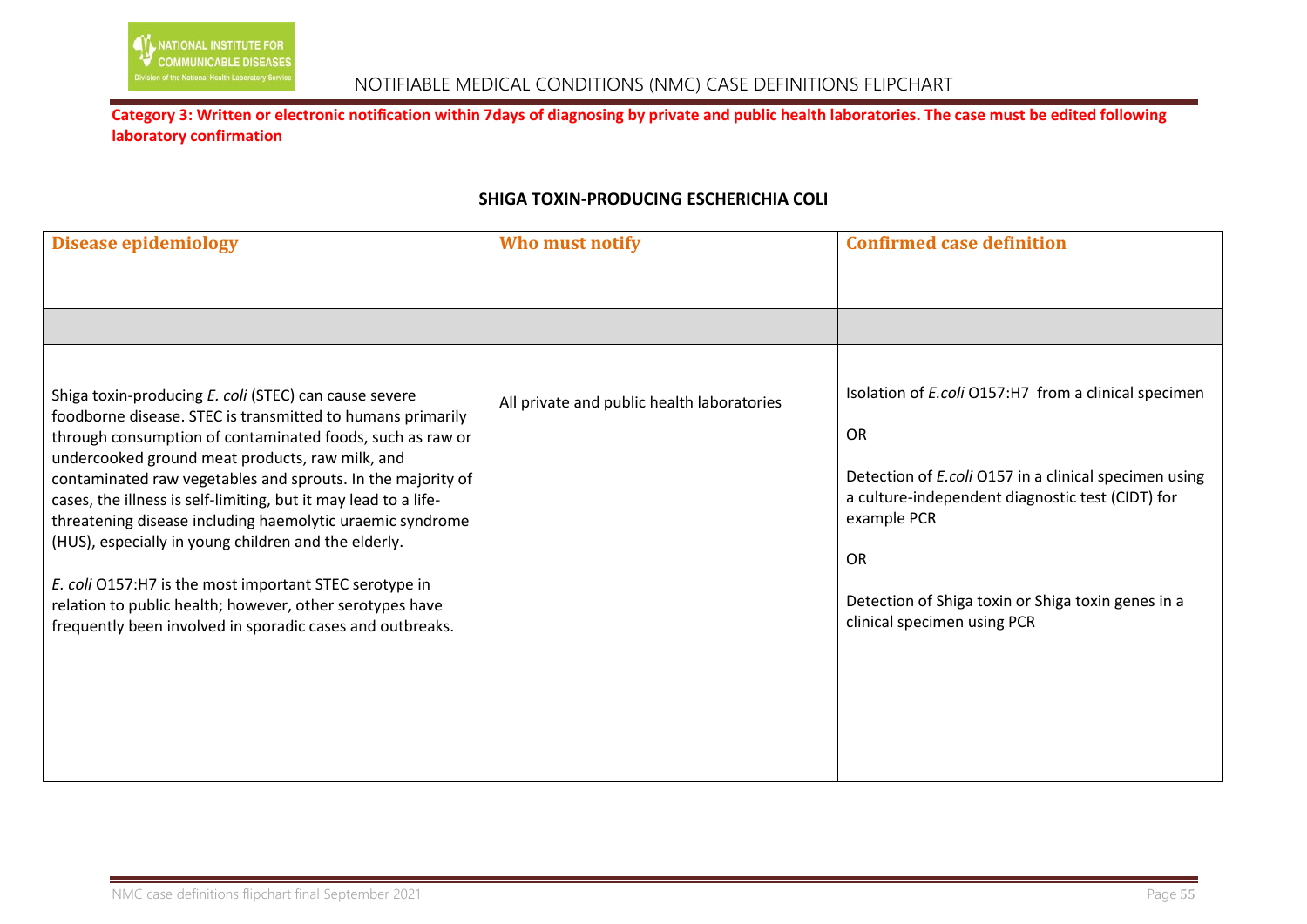**Category 3: Written or electronic notification within 7days of diagnosing by private and public health laboratories. The case must be edited following laboratory confirmation**

## SHIGA TOXIN-PRODUCING ESCHERICHIA COLI

| Disease epidemiology | Who must notify | Confirmed case definition |
|---|---|---|
| | | |
| Shiga toxin-producing *E. coli* (STEC) can cause severe foodborne disease. STEC is transmitted to humans primarily through consumption of contaminated foods, such as raw or undercooked ground meat products, raw milk, and contaminated raw vegetables and sprouts. In the majority of cases, the illness is self-limiting, but it may lead to a life-threatening disease including haemolytic uraemic syndrome (HUS), especially in young children and the elderly.<br><br>*E. coli* O157:H7 is the most important STEC serotype in relation to public health; however, other serotypes have frequently been involved in sporadic cases and outbreaks. | All private and public health laboratories | Isolation of *E.coli* O157:H7 from a clinical specimen<br><br>OR<br><br>Detection of *E.coli* O157 in a clinical specimen using a culture-independent diagnostic test (CIDT) for example PCR<br><br>OR<br><br>Detection of Shiga toxin or Shiga toxin genes in a clinical specimen using PCR |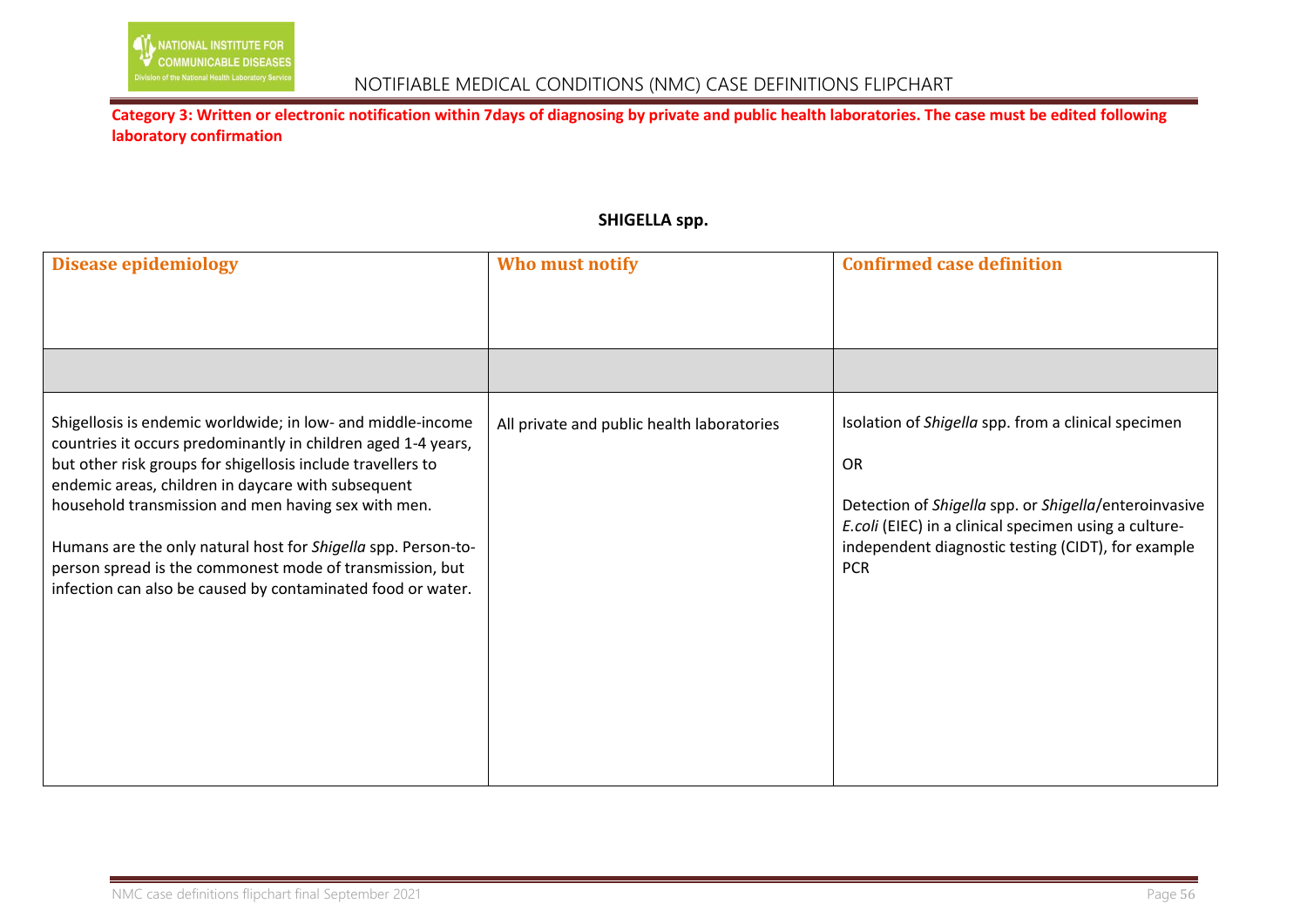**Category 3: Written or electronic notification within 7days of diagnosing by private and public health laboratories. The case must be edited following laboratory confirmation**

## SHIGELLA spp.

| Disease epidemiology | Who must notify | Confirmed case definition |
| --- | --- | --- |
| | | |
| Shigellosis is endemic worldwide; in low- and middle-income countries it occurs predominantly in children aged 1-4 years, but other risk groups for shigellosis include travellers to endemic areas, children in daycare with subsequent household transmission and men having sex with men.<br><br>Humans are the only natural host for *Shigella* spp. Person-to-person spread is the commonest mode of transmission, but infection can also be caused by contaminated food or water. | All private and public health laboratories | Isolation of *Shigella* spp. from a clinical specimen<br><br>OR<br><br>Detection of *Shigella* spp. or *Shigella*/enteroinvasive *E.coli* (EIEC) in a clinical specimen using a culture-independent diagnostic testing (CIDT), for example PCR |